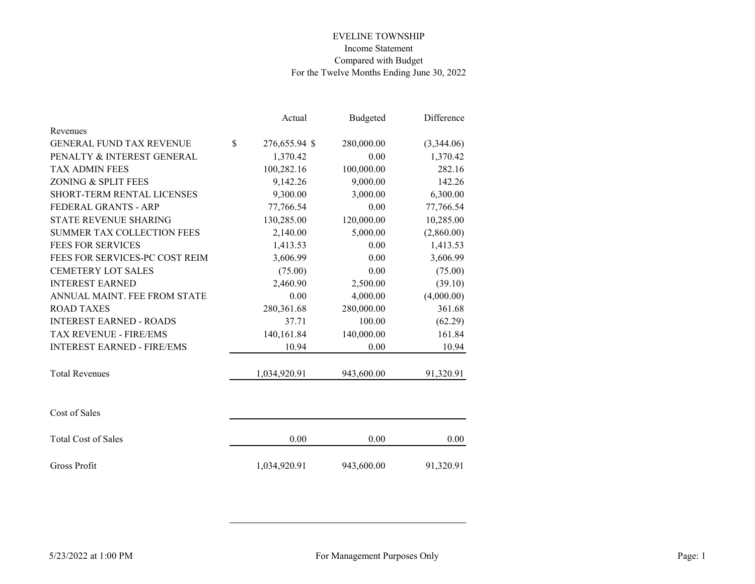# EVELINE TOWNSHIP

Income Statement

Compared with Budget

For the Twelve Months Ending June 30, 2022

| | Actual | Budgeted | Difference |
|---|---|---|---|
| Revenues | | | |
| GENERAL FUND TAX REVENUE | $ 276,655.94 | $ 280,000.00 | (3,344.06) |
| PENALTY & INTEREST GENERAL | 1,370.42 | 0.00 | 1,370.42 |
| TAX ADMIN FEES | 100,282.16 | 100,000.00 | 282.16 |
| ZONING & SPLIT FEES | 9,142.26 | 9,000.00 | 142.26 |
| SHORT-TERM RENTAL LICENSES | 9,300.00 | 3,000.00 | 6,300.00 |
| FEDERAL GRANTS - ARP | 77,766.54 | 0.00 | 77,766.54 |
| STATE REVENUE SHARING | 130,285.00 | 120,000.00 | 10,285.00 |
| SUMMER TAX COLLECTION FEES | 2,140.00 | 5,000.00 | (2,860.00) |
| FEES FOR SERVICES | 1,413.53 | 0.00 | 1,413.53 |
| FEES FOR SERVICES-PC COST REIM | 3,606.99 | 0.00 | 3,606.99 |
| CEMETERY LOT SALES | (75.00) | 0.00 | (75.00) |
| INTEREST EARNED | 2,460.90 | 2,500.00 | (39.10) |
| ANNUAL MAINT. FEE FROM STATE | 0.00 | 4,000.00 | (4,000.00) |
| ROAD TAXES | 280,361.68 | 280,000.00 | 361.68 |
| INTEREST EARNED - ROADS | 37.71 | 100.00 | (62.29) |
| TAX REVENUE - FIRE/EMS | 140,161.84 | 140,000.00 | 161.84 |
| INTEREST EARNED - FIRE/EMS | 10.94 | 0.00 | 10.94 |
| Total Revenues | 1,034,920.91 | 943,600.00 | 91,320.91 |
| Cost of Sales | | | |
| Total Cost of Sales | 0.00 | 0.00 | 0.00 |
| Gross Profit | 1,034,920.91 | 943,600.00 | 91,320.91 |

5/23/2022 at 1:00 PM — For Management Purposes Only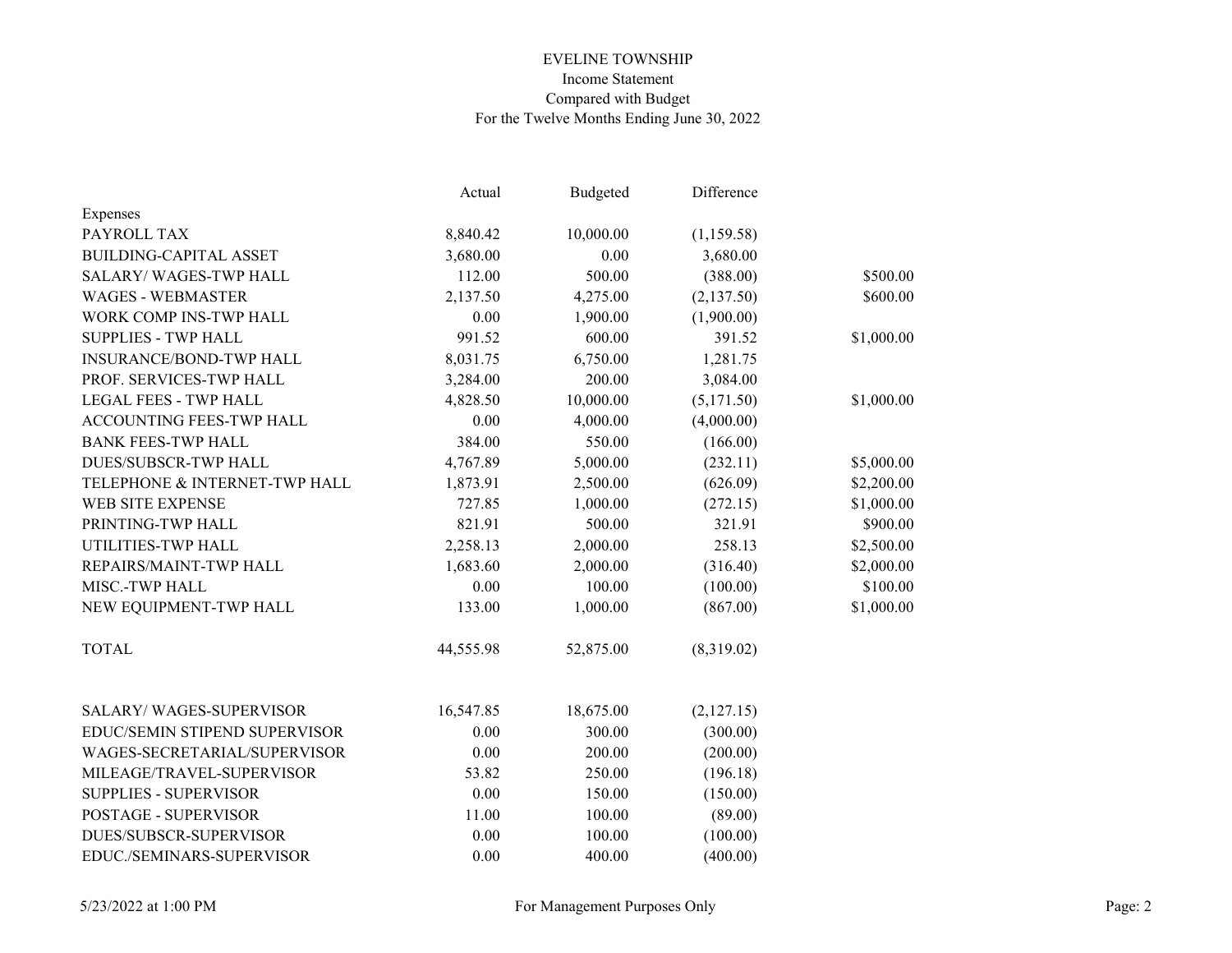EVELINE TOWNSHIP
Income Statement
Compared with Budget
For the Twelve Months Ending June 30, 2022

| | Actual | Budgeted | Difference | |
|---|---|---|---|---|
| Expenses | | | | |
| PAYROLL TAX | 8,840.42 | 10,000.00 | (1,159.58) | |
| BUILDING-CAPITAL ASSET | 3,680.00 | 0.00 | 3,680.00 | |
| SALARY/ WAGES-TWP HALL | 112.00 | 500.00 | (388.00) | $500.00 |
| WAGES - WEBMASTER | 2,137.50 | 4,275.00 | (2,137.50) | $600.00 |
| WORK COMP INS-TWP HALL | 0.00 | 1,900.00 | (1,900.00) | |
| SUPPLIES - TWP HALL | 991.52 | 600.00 | 391.52 | $1,000.00 |
| INSURANCE/BOND-TWP HALL | 8,031.75 | 6,750.00 | 1,281.75 | |
| PROF. SERVICES-TWP HALL | 3,284.00 | 200.00 | 3,084.00 | |
| LEGAL FEES - TWP HALL | 4,828.50 | 10,000.00 | (5,171.50) | $1,000.00 |
| ACCOUNTING FEES-TWP HALL | 0.00 | 4,000.00 | (4,000.00) | |
| BANK FEES-TWP HALL | 384.00 | 550.00 | (166.00) | |
| DUES/SUBSCR-TWP HALL | 4,767.89 | 5,000.00 | (232.11) | $5,000.00 |
| TELEPHONE & INTERNET-TWP HALL | 1,873.91 | 2,500.00 | (626.09) | $2,200.00 |
| WEB SITE EXPENSE | 727.85 | 1,000.00 | (272.15) | $1,000.00 |
| PRINTING-TWP HALL | 821.91 | 500.00 | 321.91 | $900.00 |
| UTILITIES-TWP HALL | 2,258.13 | 2,000.00 | 258.13 | $2,500.00 |
| REPAIRS/MAINT-TWP HALL | 1,683.60 | 2,000.00 | (316.40) | $2,000.00 |
| MISC.-TWP HALL | 0.00 | 100.00 | (100.00) | $100.00 |
| NEW EQUIPMENT-TWP HALL | 133.00 | 1,000.00 | (867.00) | $1,000.00 |
| TOTAL | 44,555.98 | 52,875.00 | (8,319.02) | |
| SALARY/ WAGES-SUPERVISOR | 16,547.85 | 18,675.00 | (2,127.15) | |
| EDUC/SEMIN STIPEND SUPERVISOR | 0.00 | 300.00 | (300.00) | |
| WAGES-SECRETARIAL/SUPERVISOR | 0.00 | 200.00 | (200.00) | |
| MILEAGE/TRAVEL-SUPERVISOR | 53.82 | 250.00 | (196.18) | |
| SUPPLIES - SUPERVISOR | 0.00 | 150.00 | (150.00) | |
| POSTAGE - SUPERVISOR | 11.00 | 100.00 | (89.00) | |
| DUES/SUBSCR-SUPERVISOR | 0.00 | 100.00 | (100.00) | |
| EDUC./SEMINARS-SUPERVISOR | 0.00 | 400.00 | (400.00) | |

5/23/2022 at 1:00 PM — For Management Purposes Only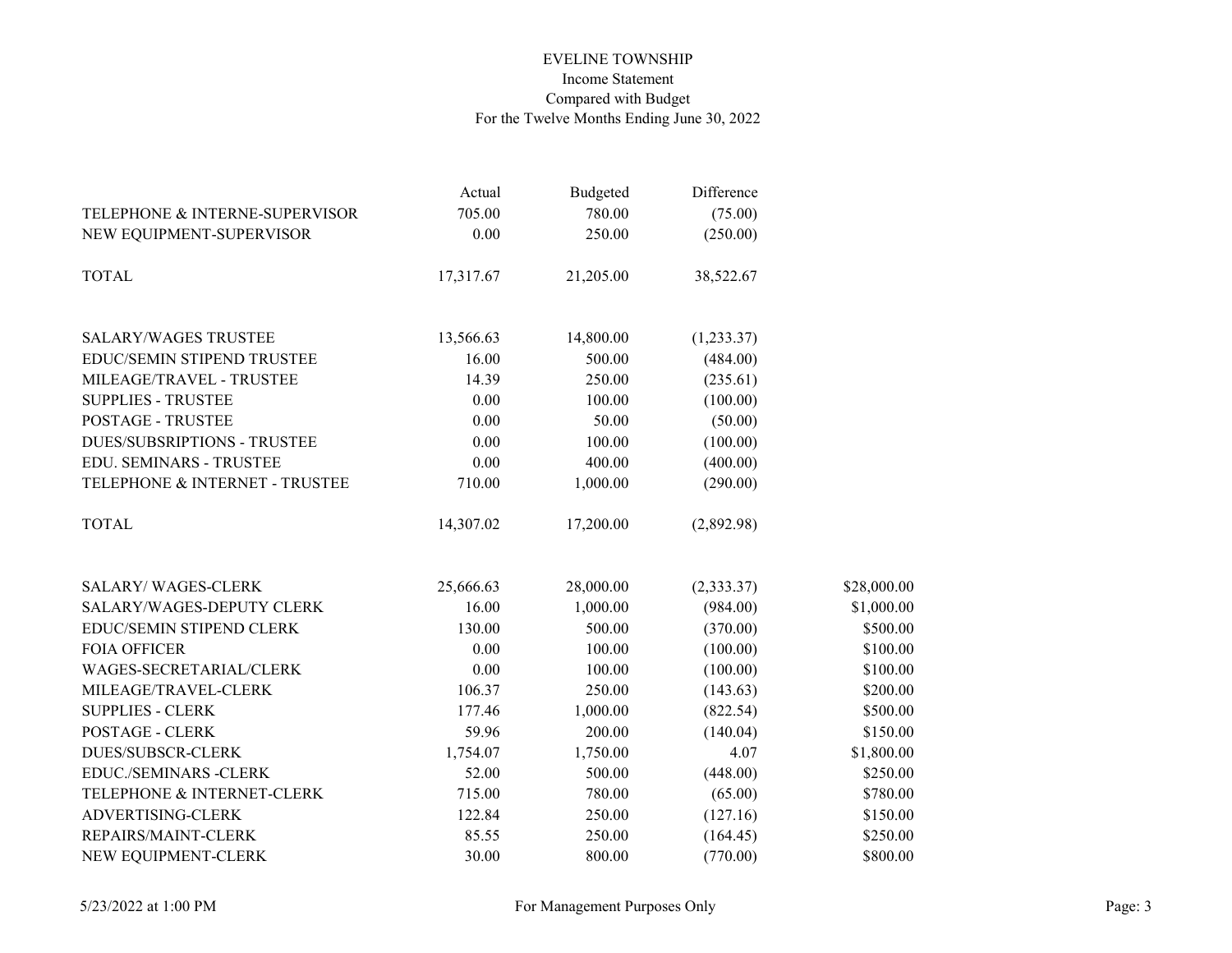EVELINE TOWNSHIP
Income Statement
Compared with Budget
For the Twelve Months Ending June 30, 2022

| | Actual | Budgeted | Difference | |
|---|---|---|---|---|
| TELEPHONE & INTERNE-SUPERVISOR | 705.00 | 780.00 | (75.00) | |
| NEW EQUIPMENT-SUPERVISOR | 0.00 | 250.00 | (250.00) | |
| TOTAL | 17,317.67 | 21,205.00 | 38,522.67 | |
| SALARY/WAGES TRUSTEE | 13,566.63 | 14,800.00 | (1,233.37) | |
| EDUC/SEMIN STIPEND TRUSTEE | 16.00 | 500.00 | (484.00) | |
| MILEAGE/TRAVEL - TRUSTEE | 14.39 | 250.00 | (235.61) | |
| SUPPLIES - TRUSTEE | 0.00 | 100.00 | (100.00) | |
| POSTAGE - TRUSTEE | 0.00 | 50.00 | (50.00) | |
| DUES/SUBSRIPTIONS - TRUSTEE | 0.00 | 100.00 | (100.00) | |
| EDU. SEMINARS - TRUSTEE | 0.00 | 400.00 | (400.00) | |
| TELEPHONE & INTERNET - TRUSTEE | 710.00 | 1,000.00 | (290.00) | |
| TOTAL | 14,307.02 | 17,200.00 | (2,892.98) | |
| SALARY/ WAGES-CLERK | 25,666.63 | 28,000.00 | (2,333.37) | $28,000.00 |
| SALARY/WAGES-DEPUTY CLERK | 16.00 | 1,000.00 | (984.00) | $1,000.00 |
| EDUC/SEMIN STIPEND CLERK | 130.00 | 500.00 | (370.00) | $500.00 |
| FOIA OFFICER | 0.00 | 100.00 | (100.00) | $100.00 |
| WAGES-SECRETARIAL/CLERK | 0.00 | 100.00 | (100.00) | $100.00 |
| MILEAGE/TRAVEL-CLERK | 106.37 | 250.00 | (143.63) | $200.00 |
| SUPPLIES - CLERK | 177.46 | 1,000.00 | (822.54) | $500.00 |
| POSTAGE - CLERK | 59.96 | 200.00 | (140.04) | $150.00 |
| DUES/SUBSCR-CLERK | 1,754.07 | 1,750.00 | 4.07 | $1,800.00 |
| EDUC./SEMINARS -CLERK | 52.00 | 500.00 | (448.00) | $250.00 |
| TELEPHONE & INTERNET-CLERK | 715.00 | 780.00 | (65.00) | $780.00 |
| ADVERTISING-CLERK | 122.84 | 250.00 | (127.16) | $150.00 |
| REPAIRS/MAINT-CLERK | 85.55 | 250.00 | (164.45) | $250.00 |
| NEW EQUIPMENT-CLERK | 30.00 | 800.00 | (770.00) | $800.00 |

5/23/2022 at 1:00 PM For Management Purposes Only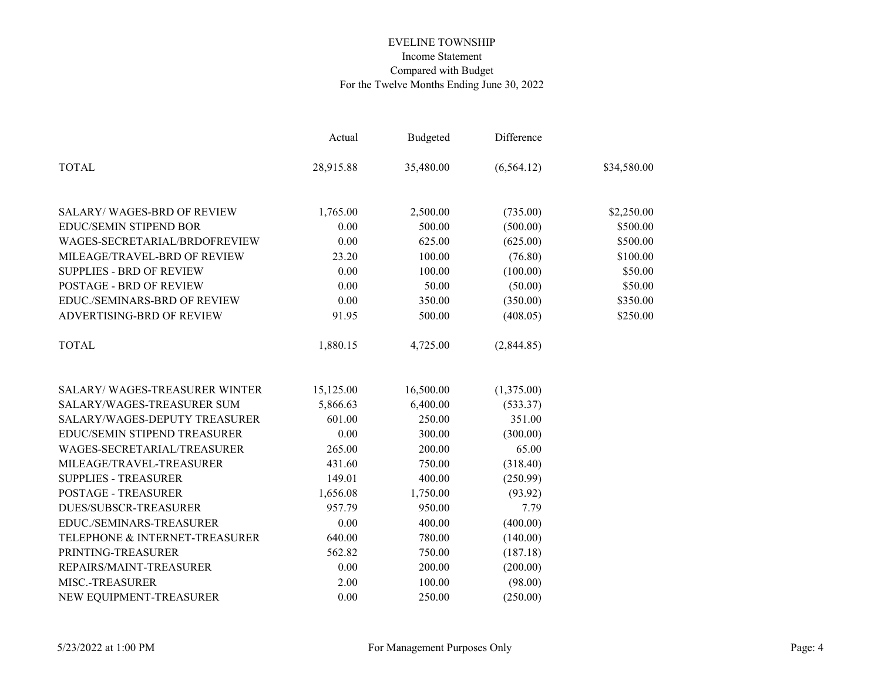EVELINE TOWNSHIP
Income Statement
Compared with Budget
For the Twelve Months Ending June 30, 2022

| | Actual | Budgeted | Difference | |
|---|---|---|---|---|
| TOTAL | 28,915.88 | 35,480.00 | (6,564.12) | $34,580.00 |
| | | | | |
| SALARY/ WAGES-BRD OF REVIEW | 1,765.00 | 2,500.00 | (735.00) | $2,250.00 |
| EDUC/SEMIN STIPEND BOR | 0.00 | 500.00 | (500.00) | $500.00 |
| WAGES-SECRETARIAL/BRDOFREVIEW | 0.00 | 625.00 | (625.00) | $500.00 |
| MILEAGE/TRAVEL-BRD OF REVIEW | 23.20 | 100.00 | (76.80) | $100.00 |
| SUPPLIES - BRD OF REVIEW | 0.00 | 100.00 | (100.00) | $50.00 |
| POSTAGE - BRD OF REVIEW | 0.00 | 50.00 | (50.00) | $50.00 |
| EDUC./SEMINARS-BRD OF REVIEW | 0.00 | 350.00 | (350.00) | $350.00 |
| ADVERTISING-BRD OF REVIEW | 91.95 | 500.00 | (408.05) | $250.00 |
| | | | | |
| TOTAL | 1,880.15 | 4,725.00 | (2,844.85) | |
| | | | | |
| SALARY/ WAGES-TREASURER WINTER | 15,125.00 | 16,500.00 | (1,375.00) | |
| SALARY/WAGES-TREASURER SUM | 5,866.63 | 6,400.00 | (533.37) | |
| SALARY/WAGES-DEPUTY TREASURER | 601.00 | 250.00 | 351.00 | |
| EDUC/SEMIN STIPEND TREASURER | 0.00 | 300.00 | (300.00) | |
| WAGES-SECRETARIAL/TREASURER | 265.00 | 200.00 | 65.00 | |
| MILEAGE/TRAVEL-TREASURER | 431.60 | 750.00 | (318.40) | |
| SUPPLIES - TREASURER | 149.01 | 400.00 | (250.99) | |
| POSTAGE - TREASURER | 1,656.08 | 1,750.00 | (93.92) | |
| DUES/SUBSCR-TREASURER | 957.79 | 950.00 | 7.79 | |
| EDUC./SEMINARS-TREASURER | 0.00 | 400.00 | (400.00) | |
| TELEPHONE & INTERNET-TREASURER | 640.00 | 780.00 | (140.00) | |
| PRINTING-TREASURER | 562.82 | 750.00 | (187.18) | |
| REPAIRS/MAINT-TREASURER | 0.00 | 200.00 | (200.00) | |
| MISC.-TREASURER | 2.00 | 100.00 | (98.00) | |
| NEW EQUIPMENT-TREASURER | 0.00 | 250.00 | (250.00) | |

5/23/2022 at 1:00 PM — For Management Purposes Only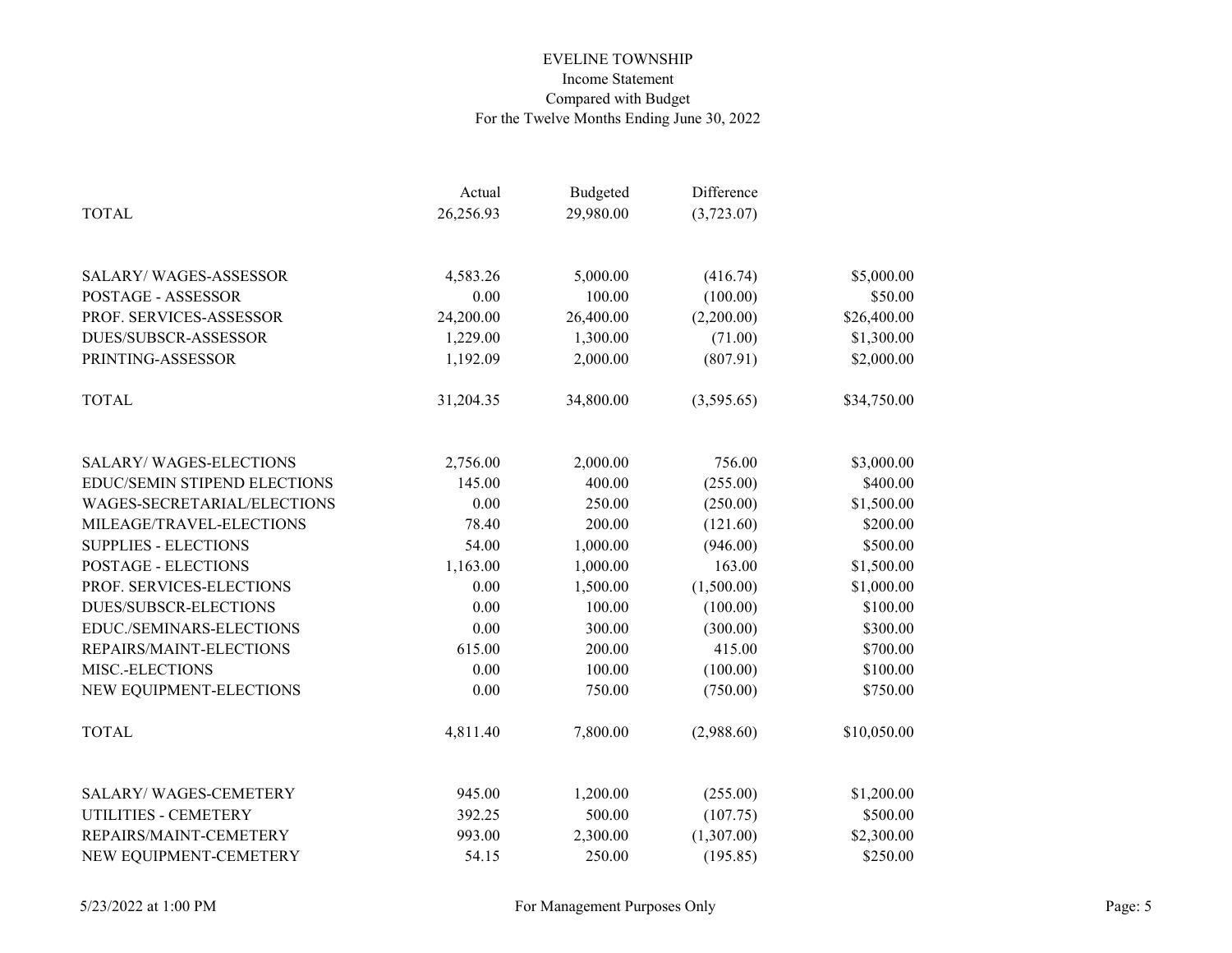# EVELINE TOWNSHIP

Income Statement
Compared with Budget
For the Twelve Months Ending June 30, 2022

| | Actual | Budgeted | Difference | |
|---|---|---|---|---|
| TOTAL | 26,256.93 | 29,980.00 | (3,723.07) | |
| | | | | |
| SALARY/ WAGES-ASSESSOR | 4,583.26 | 5,000.00 | (416.74) | $5,000.00 |
| POSTAGE - ASSESSOR | 0.00 | 100.00 | (100.00) | $50.00 |
| PROF. SERVICES-ASSESSOR | 24,200.00 | 26,400.00 | (2,200.00) | $26,400.00 |
| DUES/SUBSCR-ASSESSOR | 1,229.00 | 1,300.00 | (71.00) | $1,300.00 |
| PRINTING-ASSESSOR | 1,192.09 | 2,000.00 | (807.91) | $2,000.00 |
| TOTAL | 31,204.35 | 34,800.00 | (3,595.65) | $34,750.00 |
| | | | | |
| SALARY/ WAGES-ELECTIONS | 2,756.00 | 2,000.00 | 756.00 | $3,000.00 |
| EDUC/SEMIN STIPEND ELECTIONS | 145.00 | 400.00 | (255.00) | $400.00 |
| WAGES-SECRETARIAL/ELECTIONS | 0.00 | 250.00 | (250.00) | $1,500.00 |
| MILEAGE/TRAVEL-ELECTIONS | 78.40 | 200.00 | (121.60) | $200.00 |
| SUPPLIES - ELECTIONS | 54.00 | 1,000.00 | (946.00) | $500.00 |
| POSTAGE - ELECTIONS | 1,163.00 | 1,000.00 | 163.00 | $1,500.00 |
| PROF. SERVICES-ELECTIONS | 0.00 | 1,500.00 | (1,500.00) | $1,000.00 |
| DUES/SUBSCR-ELECTIONS | 0.00 | 100.00 | (100.00) | $100.00 |
| EDUC./SEMINARS-ELECTIONS | 0.00 | 300.00 | (300.00) | $300.00 |
| REPAIRS/MAINT-ELECTIONS | 615.00 | 200.00 | 415.00 | $700.00 |
| MISC.-ELECTIONS | 0.00 | 100.00 | (100.00) | $100.00 |
| NEW EQUIPMENT-ELECTIONS | 0.00 | 750.00 | (750.00) | $750.00 |
| TOTAL | 4,811.40 | 7,800.00 | (2,988.60) | $10,050.00 |
| | | | | |
| SALARY/ WAGES-CEMETERY | 945.00 | 1,200.00 | (255.00) | $1,200.00 |
| UTILITIES - CEMETERY | 392.25 | 500.00 | (107.75) | $500.00 |
| REPAIRS/MAINT-CEMETERY | 993.00 | 2,300.00 | (1,307.00) | $2,300.00 |
| NEW EQUIPMENT-CEMETERY | 54.15 | 250.00 | (195.85) | $250.00 |

5/23/2022 at 1:00 PM — For Management Purposes Only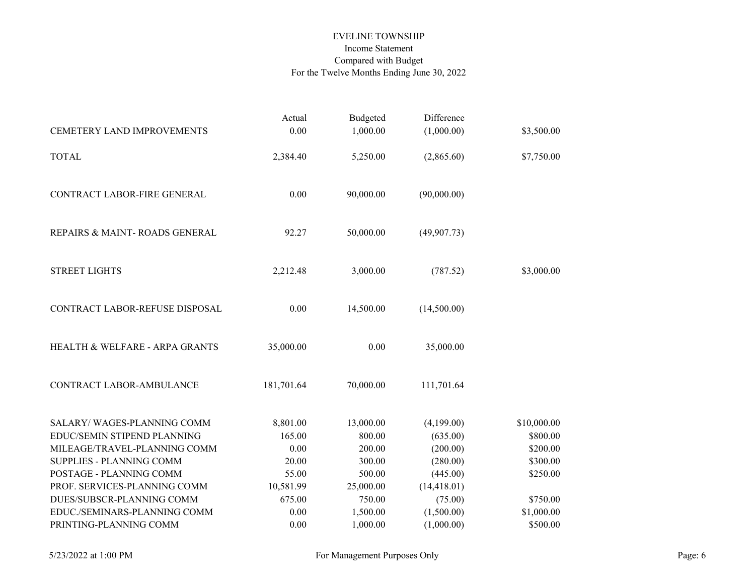EVELINE TOWNSHIP
Income Statement
Compared with Budget
For the Twelve Months Ending June 30, 2022

| | Actual | Budgeted | Difference | |
|---|---|---|---|---|
| CEMETERY LAND IMPROVEMENTS | 0.00 | 1,000.00 | (1,000.00) | $3,500.00 |
| TOTAL | 2,384.40 | 5,250.00 | (2,865.60) | $7,750.00 |
| CONTRACT LABOR-FIRE GENERAL | 0.00 | 90,000.00 | (90,000.00) | |
| REPAIRS & MAINT- ROADS GENERAL | 92.27 | 50,000.00 | (49,907.73) | |
| STREET LIGHTS | 2,212.48 | 3,000.00 | (787.52) | $3,000.00 |
| CONTRACT LABOR-REFUSE DISPOSAL | 0.00 | 14,500.00 | (14,500.00) | |
| HEALTH & WELFARE - ARPA GRANTS | 35,000.00 | 0.00 | 35,000.00 | |
| CONTRACT LABOR-AMBULANCE | 181,701.64 | 70,000.00 | 111,701.64 | |
| SALARY/ WAGES-PLANNING COMM | 8,801.00 | 13,000.00 | (4,199.00) | $10,000.00 |
| EDUC/SEMIN STIPEND PLANNING | 165.00 | 800.00 | (635.00) | $800.00 |
| MILEAGE/TRAVEL-PLANNING COMM | 0.00 | 200.00 | (200.00) | $200.00 |
| SUPPLIES - PLANNING COMM | 20.00 | 300.00 | (280.00) | $300.00 |
| POSTAGE - PLANNING COMM | 55.00 | 500.00 | (445.00) | $250.00 |
| PROF. SERVICES-PLANNING COMM | 10,581.99 | 25,000.00 | (14,418.01) | |
| DUES/SUBSCR-PLANNING COMM | 675.00 | 750.00 | (75.00) | $750.00 |
| EDUC./SEMINARS-PLANNING COMM | 0.00 | 1,500.00 | (1,500.00) | $1,000.00 |
| PRINTING-PLANNING COMM | 0.00 | 1,000.00 | (1,000.00) | $500.00 |

5/23/2022 at 1:00 PM — For Management Purposes Only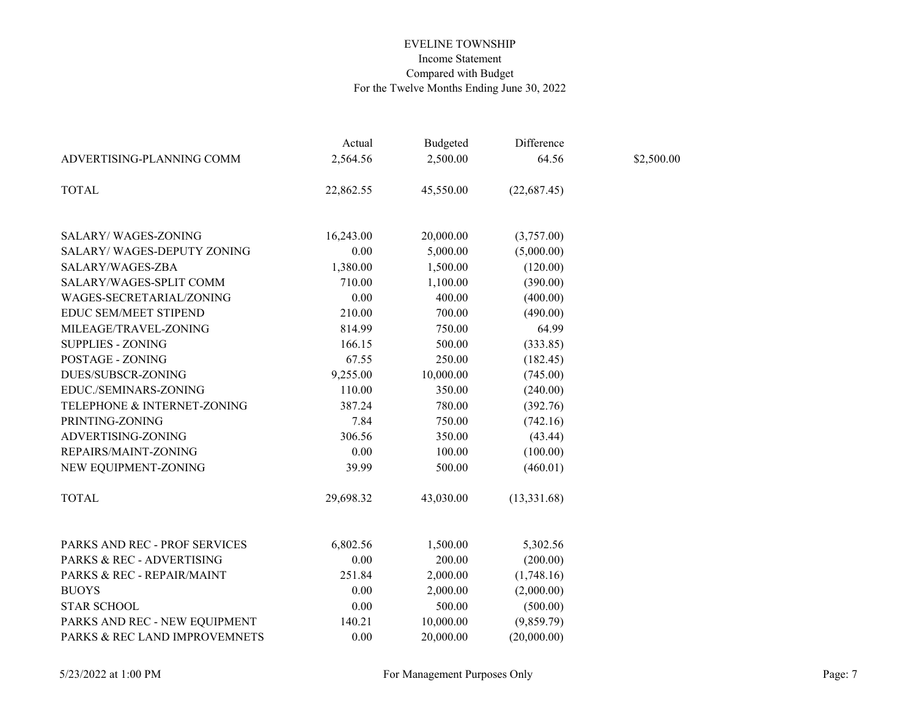EVELINE TOWNSHIP
Income Statement
Compared with Budget
For the Twelve Months Ending June 30, 2022

| | Actual | Budgeted | Difference | |
|---|---|---|---|---|
| ADVERTISING-PLANNING COMM | 2,564.56 | 2,500.00 | 64.56 | $2,500.00 |
| | | | | |
| TOTAL | 22,862.55 | 45,550.00 | (22,687.45) | |
| | | | | |
| SALARY/ WAGES-ZONING | 16,243.00 | 20,000.00 | (3,757.00) | |
| SALARY/ WAGES-DEPUTY ZONING | 0.00 | 5,000.00 | (5,000.00) | |
| SALARY/WAGES-ZBA | 1,380.00 | 1,500.00 | (120.00) | |
| SALARY/WAGES-SPLIT COMM | 710.00 | 1,100.00 | (390.00) | |
| WAGES-SECRETARIAL/ZONING | 0.00 | 400.00 | (400.00) | |
| EDUC SEM/MEET STIPEND | 210.00 | 700.00 | (490.00) | |
| MILEAGE/TRAVEL-ZONING | 814.99 | 750.00 | 64.99 | |
| SUPPLIES - ZONING | 166.15 | 500.00 | (333.85) | |
| POSTAGE - ZONING | 67.55 | 250.00 | (182.45) | |
| DUES/SUBSCR-ZONING | 9,255.00 | 10,000.00 | (745.00) | |
| EDUC./SEMINARS-ZONING | 110.00 | 350.00 | (240.00) | |
| TELEPHONE & INTERNET-ZONING | 387.24 | 780.00 | (392.76) | |
| PRINTING-ZONING | 7.84 | 750.00 | (742.16) | |
| ADVERTISING-ZONING | 306.56 | 350.00 | (43.44) | |
| REPAIRS/MAINT-ZONING | 0.00 | 100.00 | (100.00) | |
| NEW EQUIPMENT-ZONING | 39.99 | 500.00 | (460.01) | |
| | | | | |
| TOTAL | 29,698.32 | 43,030.00 | (13,331.68) | |
| | | | | |
| PARKS AND REC - PROF SERVICES | 6,802.56 | 1,500.00 | 5,302.56 | |
| PARKS & REC - ADVERTISING | 0.00 | 200.00 | (200.00) | |
| PARKS & REC - REPAIR/MAINT | 251.84 | 2,000.00 | (1,748.16) | |
| BUOYS | 0.00 | 2,000.00 | (2,000.00) | |
| STAR SCHOOL | 0.00 | 500.00 | (500.00) | |
| PARKS AND REC - NEW EQUIPMENT | 140.21 | 10,000.00 | (9,859.79) | |
| PARKS & REC LAND IMPROVEMNETS | 0.00 | 20,000.00 | (20,000.00) | |

5/23/2022 at 1:00 PM — For Management Purposes Only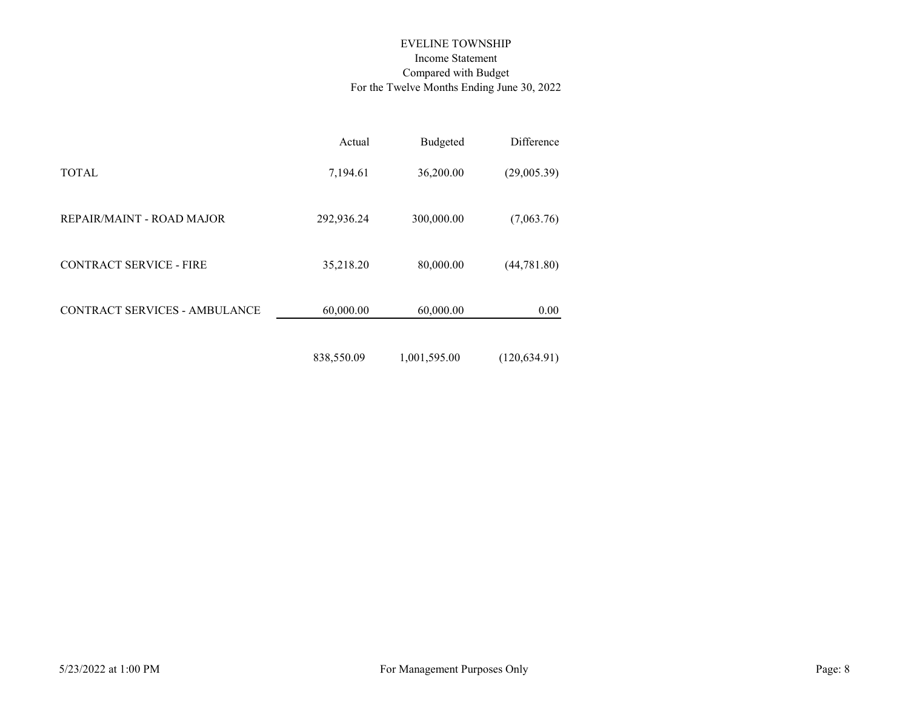# EVELINE TOWNSHIP

Income Statement

Compared with Budget

For the Twelve Months Ending June 30, 2022

| | Actual | Budgeted | Difference |
|---|---|---|---|
| TOTAL | 7,194.61 | 36,200.00 | (29,005.39) |
| REPAIR/MAINT - ROAD MAJOR | 292,936.24 | 300,000.00 | (7,063.76) |
| CONTRACT SERVICE - FIRE | 35,218.20 | 80,000.00 | (44,781.80) |
| CONTRACT SERVICES - AMBULANCE | 60,000.00 | 60,000.00 | 0.00 |
| | 838,550.09 | 1,001,595.00 | (120,634.91) |

5/23/2022 at 1:00 PM

For Management Purposes Only